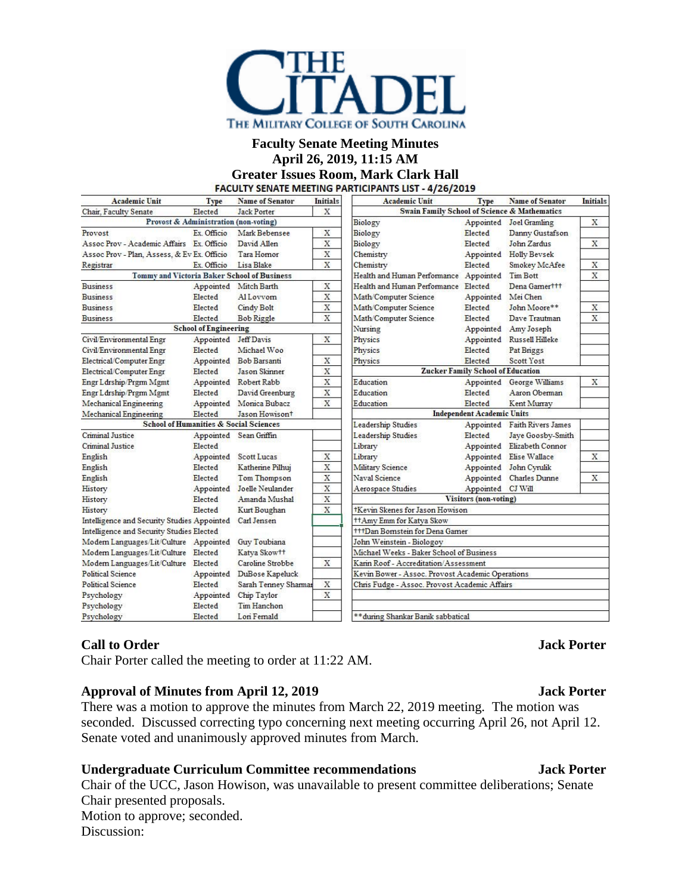**Faculty Senate Meeting Minutes**
**April 26, 2019, 11:15 AM**
**Greater Issues Room, Mark Clark Hall**

**FACULTY SENATE MEETING PARTICIPANTS LIST - 4/26/2019**

| Academic Unit | Type | Name of Senator | Initials |
|---|---|---|---|
| Chair, Faculty Senate | Elected | Jack Porter | X |
| **Provost & Administration (non-voting)** | | | |
| Provost | Ex. Officio | Mark Bebensee | X |
| Assoc Prov - Academic Affairs | Ex. Officio | David Allen | X |
| Assoc Prov - Plan, Assess, & Ev | Ex. Officio | Tara Hornor | X |
| Registrar | Ex. Officio | Lisa Blake | X |
| **Tommy and Victoria Baker School of Business** | | | |
| Business | Appointed | Mitch Barth | X |
| Business | Elected | Al Lovvorn | X |
| Business | Elected | Cindy Bolt | X |
| Business | Elected | Bob Riggle | X |
| **School of Engineering** | | | |
| Civil/Environmental Engr | Appointed | Jeff Davis | X |
| Civil/Environmental Engr | Elected | Michael Woo | |
| Electrical/Computer Engr | Appointed | Bob Barsanti | X |
| Electrical/Computer Engr | Elected | Jason Skinner | X |
| Engr Ldrship/Prgrm Mgmt | Appointed | Robert Rabb | X |
| Engr Ldrship/Prgrm Mgmt | Elected | David Greenburg | X |
| Mechanical Engineering | Appointed | Monica Bubacz | X |
| Mechanical Engineering | Elected | Jason Howison† | |
| **School of Humanities & Social Sciences** | | | |
| Criminal Justice | Appointed | Sean Griffin | |
| Criminal Justice | Elected | | |
| English | Appointed | Scott Lucas | X |
| English | Elected | Katherine Pilhuj | X |
| English | Elected | Tom Thompson | X |
| History | Appointed | Joelle Neulander | X |
| History | Elected | Amanda Mushal | X |
| History | Elected | Kurt Boughan | X |
| Intelligence and Security Studies | Appointed | Carl Jensen | |
| Intelligence and Security Studies | Elected | | |
| Modern Languages/Lit/Culture | Appointed | Guy Toubiana | |
| Modern Languages/Lit/Culture | Elected | Katya Skow†† | |
| Modern Languages/Lit/Culture | Elected | Caroline Strobbe | X |
| Political Science | Appointed | DuBose Kapeluck | |
| Political Science | Elected | Sarah Tenney Sharman | X |
| Psychology | Appointed | Chip Taylor | X |
| Psychology | Elected | Tim Hanchon | |
| Psychology | Elected | Lori Fernald | |

| Academic Unit | Type | Name of Senator | Initials |
|---|---|---|---|
| **Swain Family School of Science & Mathematics** | | | |
| Biology | Appointed | Joel Gramling | X |
| Biology | Elected | Danny Gustafson | |
| Biology | Elected | John Zardus | X |
| Chemistry | Appointed | Holly Bevsek | |
| Chemistry | Elected | Smokey McAfee | X |
| Health and Human Performance | Appointed | Tim Bott | X |
| Health and Human Performance | Elected | Dena Garner††† | |
| Math/Computer Science | Appointed | Mei Chen | |
| Math/Computer Science | Elected | John Moore** | X |
| Math/Computer Science | Elected | Dave Trautman | X |
| Nursing | Appointed | Amy Joseph | |
| Physics | Appointed | Russell Hilleke | |
| Physics | Elected | Pat Briggs | |
| Physics | Elected | Scott Yost | |
| **Zucker Family School of Education** | | | |
| Education | Appointed | George Williams | X |
| Education | Elected | Aaron Oberman | |
| Education | Elected | Kent Murray | |
| **Independent Academic Units** | | | |
| Leadership Studies | Appointed | Faith Rivers James | |
| Leadership Studies | Elected | Jaye Goosby-Smith | |
| Library | Appointed | Elizabeth Connor | |
| Library | Appointed | Elise Wallace | X |
| Military Science | Appointed | John Cyrulik | |
| Naval Science | Appointed | Charles Dunne | X |
| Aerospace Studies | Appointed | CJ Will | |
| **Visitors (non-voting)** | | | |
| †Kevin Skenes for Jason Howison | | | |
| ††Amy Emm for Katya Skow | | | |
| †††Dan Bornstein for Dena Garner | | | |
| John Weinstein - Biology | | | |
| Michael Weeks - Baker School of Business | | | |
| Karin Roof - Accreditation/Assessment | | | |
| Kevin Bower - Assoc. Provost Academic Operations | | | |
| Chris Fudge - Assoc. Provost Academic Affairs | | | |
| **during Shankar Banik sabbatical | | | |

### Call to Order — Jack Porter

Chair Porter called the meeting to order at 11:22 AM.

### Approval of Minutes from April 12, 2019 — Jack Porter

There was a motion to approve the minutes from March 22, 2019 meeting. The motion was seconded. Discussed correcting typo concerning next meeting occurring April 26, not April 12. Senate voted and unanimously approved minutes from March.

### Undergraduate Curriculum Committee recommendations — Jack Porter

Chair of the UCC, Jason Howison, was unavailable to present committee deliberations; Senate Chair presented proposals.
Motion to approve; seconded.
Discussion: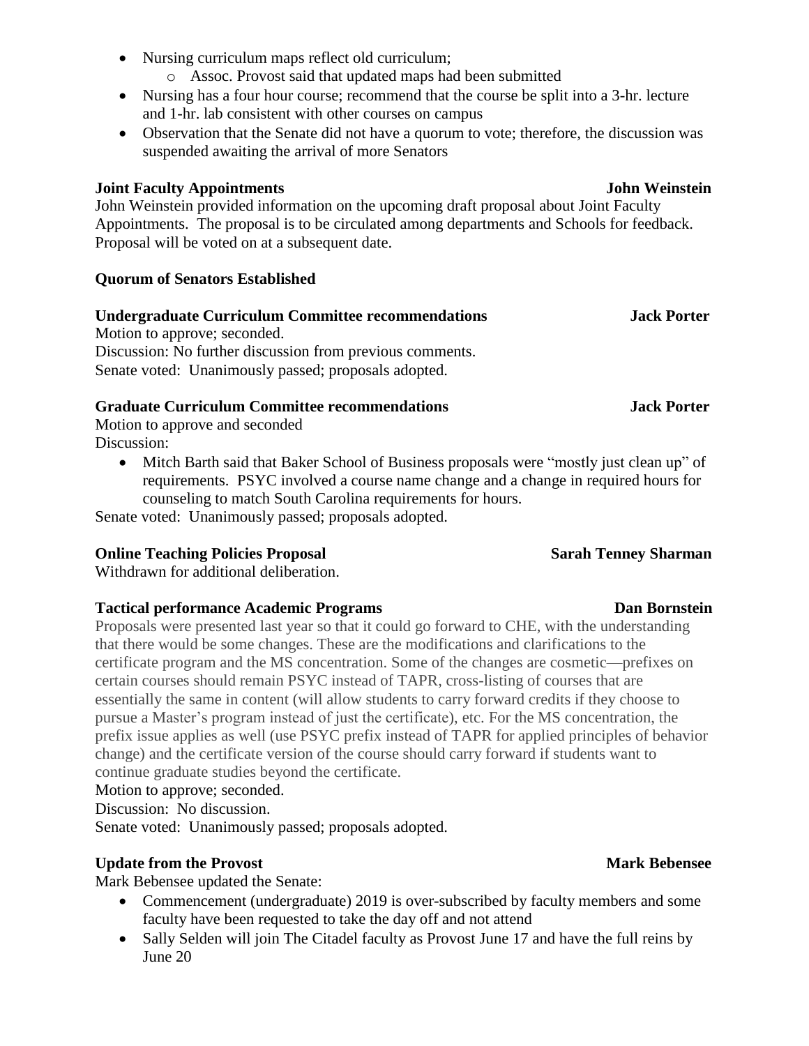- Nursing curriculum maps reflect old curriculum;
    - Assoc. Provost said that updated maps had been submitted
- Nursing has a four hour course; recommend that the course be split into a 3-hr. lecture and 1-hr. lab consistent with other courses on campus
- Observation that the Senate did not have a quorum to vote; therefore, the discussion was suspended awaiting the arrival of more Senators

**Joint Faculty Appointments** **John Weinstein**

John Weinstein provided information on the upcoming draft proposal about Joint Faculty Appointments. The proposal is to be circulated among departments and Schools for feedback. Proposal will be voted on at a subsequent date.

**Quorum of Senators Established**

**Undergraduate Curriculum Committee recommendations** **Jack Porter**

Motion to approve; seconded.
Discussion: No further discussion from previous comments.
Senate voted: Unanimously passed; proposals adopted.

**Graduate Curriculum Committee recommendations** **Jack Porter**

Motion to approve and seconded
Discussion:

- Mitch Barth said that Baker School of Business proposals were "mostly just clean up" of requirements. PSYC involved a course name change and a change in required hours for counseling to match South Carolina requirements for hours.

Senate voted: Unanimously passed; proposals adopted.

**Online Teaching Policies Proposal** **Sarah Tenney Sharman**

Withdrawn for additional deliberation.

**Tactical performance Academic Programs** **Dan Bornstein**

Proposals were presented last year so that it could go forward to CHE, with the understanding that there would be some changes. These are the modifications and clarifications to the certificate program and the MS concentration. Some of the changes are cosmetic—prefixes on certain courses should remain PSYC instead of TAPR, cross-listing of courses that are essentially the same in content (will allow students to carry forward credits if they choose to pursue a Master's program instead of just the certificate), etc. For the MS concentration, the prefix issue applies as well (use PSYC prefix instead of TAPR for applied principles of behavior change) and the certificate version of the course should carry forward if students want to continue graduate studies beyond the certificate.
Motion to approve; seconded.
Discussion: No discussion.
Senate voted: Unanimously passed; proposals adopted.

**Update from the Provost** **Mark Bebensee**

Mark Bebensee updated the Senate:

- Commencement (undergraduate) 2019 is over-subscribed by faculty members and some faculty have been requested to take the day off and not attend
- Sally Selden will join The Citadel faculty as Provost June 17 and have the full reins by June 20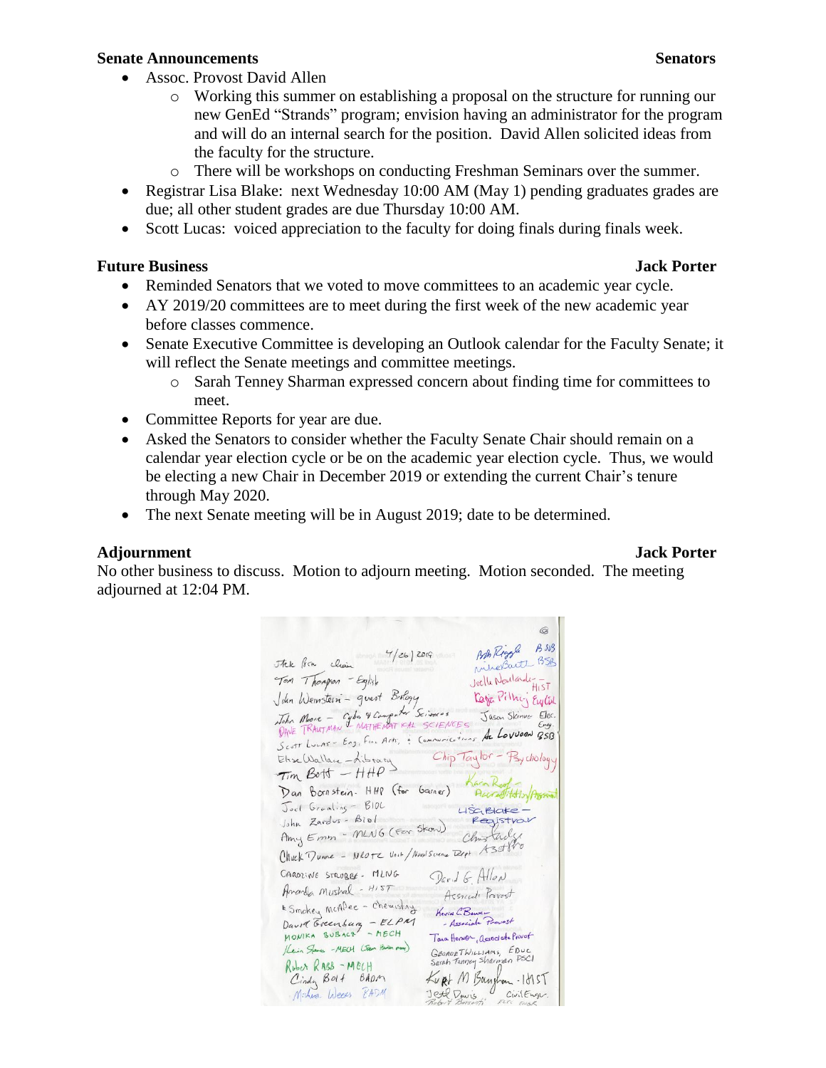**Senate Announcements** **Senators**

- Assoc. Provost David Allen
  - Working this summer on establishing a proposal on the structure for running our new GenEd "Strands" program; envision having an administrator for the program and will do an internal search for the position. David Allen solicited ideas from the faculty for the structure.
  - There will be workshops on conducting Freshman Seminars over the summer.
- Registrar Lisa Blake: next Wednesday 10:00 AM (May 1) pending graduates grades are due; all other student grades are due Thursday 10:00 AM.
- Scott Lucas: voiced appreciation to the faculty for doing finals during finals week.

**Future Business** **Jack Porter**

- Reminded Senators that we voted to move committees to an academic year cycle.
- AY 2019/20 committees are to meet during the first week of the new academic year before classes commence.
- Senate Executive Committee is developing an Outlook calendar for the Faculty Senate; it will reflect the Senate meetings and committee meetings.
  - Sarah Tenney Sharman expressed concern about finding time for committees to meet.
- Committee Reports for year are due.
- Asked the Senators to consider whether the Faculty Senate Chair should remain on a calendar year election cycle or be on the academic year election cycle. Thus, we would be electing a new Chair in December 2019 or extending the current Chair's tenure through May 2020.
- The next Senate meeting will be in August 2019; date to be determined.

**Adjournment** **Jack Porter**

No other business to discuss. Motion to adjourn meeting. Motion seconded. The meeting adjourned at 12:04 PM.

4/26/2019

Jack Porter chair
Tom Thompson - English
John Weinstein - guest Biology
John Moore - Cyber & Computer Sciences
Dave Trautman - Mathematical Sciences
Scott Lucas - Eng, Fine Arts, & Communications
Elise Wallace - Library
Tim Bott - HHP
Dan Bornstein - HHP (for Garner)
Joel Gramling - BIOL
John Zardus - Biol
Amy Emm - MLNG (for Skow)
Chuck Dunne - NROTC Unit / Naval Science Dept
Caroline Strobbe - MLNG
Amanda Mushal - HIST
Smokey McAfee - Chemistry
David Greenburg - ELPM
Monika Bubacz - MECH
Kevin Skenes - MECH (for Hamlin)
Robert Rabb - MECH
Cindy Bolt - BADM
Michael Weeks - BADM

Beth Riggle - BSB
Mike Barth - BSB
Joelle Neulander - HIST
Katya Pilhuj - Eng Lit
Jason Skinner - Elec. Eng.
Al Lovvorn - BSB
Chip Taylor - Psychology
Karin Roof - Accreditation/Assessment
Lisa Blake - Registrar
Chris ... - Asst Pro
David G. Allen - Associate Provost
Kevin C Bower - Associate Provost
Tara Hornor, Associate Provost
George Williams, EDUC
Sarah Tenney Sharman PSCI
Kurt M Boughan - HIST
Jeff Davis - Civil Engr.
Robert Barsanti - Elec Engr